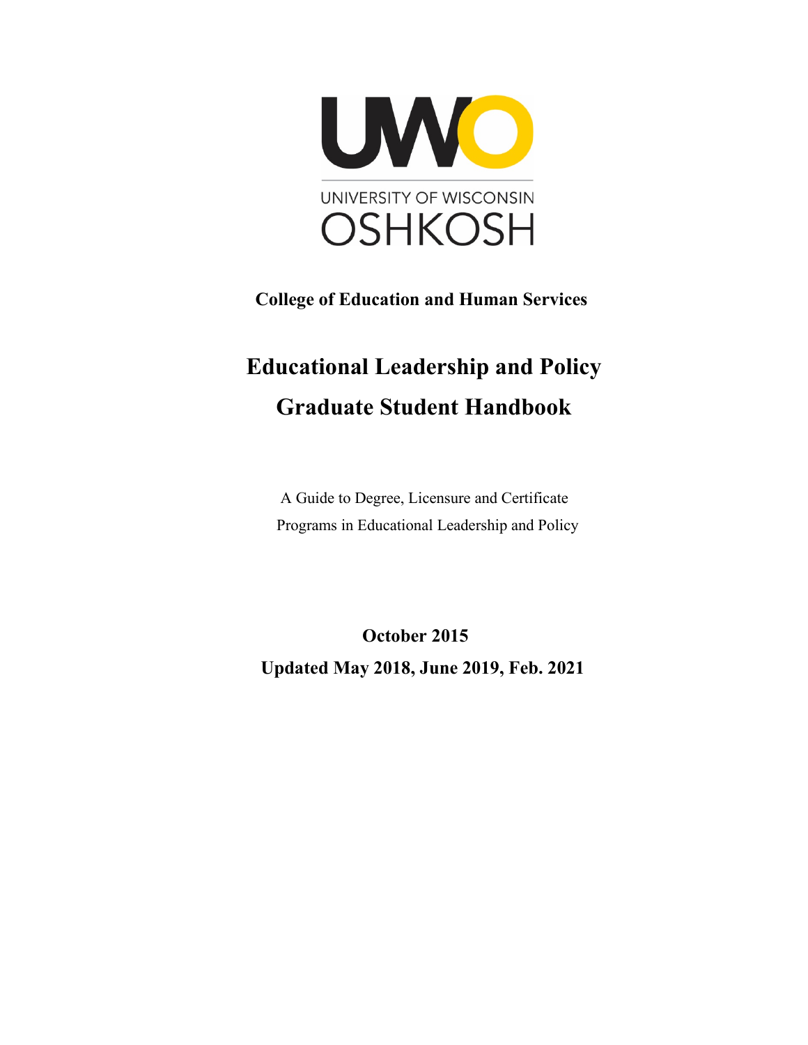UWO

UNIVERSITY OF WISCONSIN OSHKOSH

**College of Education and Human Services**

# Educational Leadership and Policy Graduate Student Handbook

A Guide to Degree, Licensure and Certificate Programs in Educational Leadership and Policy

**October 2015**

**Updated May 2018, June 2019, Feb. 2021**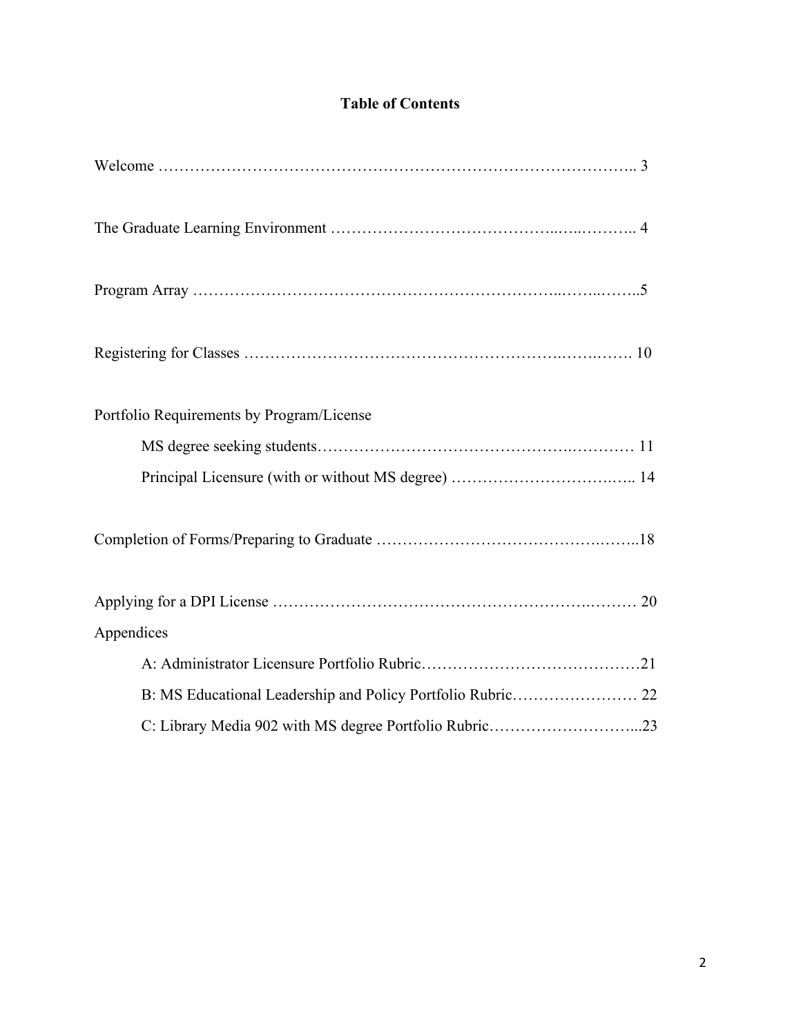## Table of Contents

Welcome …………………………………………………………………………….. 3

The Graduate Learning Environment ………………………………….…..……….. 4

Program Array ………………………………………………………..……..……..5

Registering for Classes ………………………………………………….…….……. 10

Portfolio Requirements by Program/License

- MS degree seeking students…………………………………….………… 11
- Principal Licensure (with or without MS degree) …………………………..….. 14

Completion of Forms/Preparing to Graduate …………………………………….……..18

Applying for a DPI License ……………………………………………………….……… 20

Appendices

- A: Administrator Licensure Portfolio Rubric…………………….……………….21
- B: MS Educational Leadership and Policy Portfolio Rubric…………………… 22
- C: Library Media 902 with MS degree Portfolio Rubric………………………...23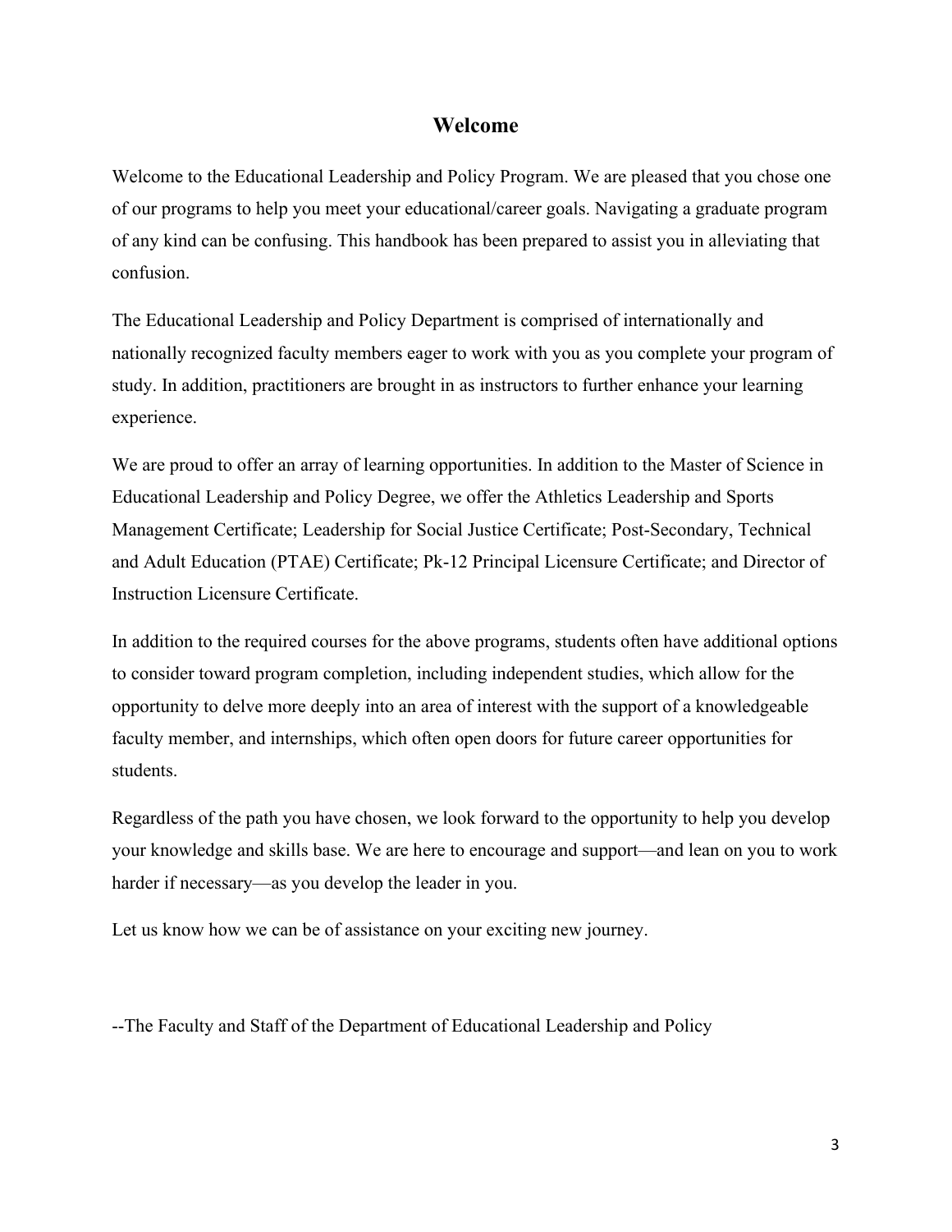# Welcome

Welcome to the Educational Leadership and Policy Program. We are pleased that you chose one of our programs to help you meet your educational/career goals. Navigating a graduate program of any kind can be confusing. This handbook has been prepared to assist you in alleviating that confusion.

The Educational Leadership and Policy Department is comprised of internationally and nationally recognized faculty members eager to work with you as you complete your program of study. In addition, practitioners are brought in as instructors to further enhance your learning experience.

We are proud to offer an array of learning opportunities. In addition to the Master of Science in Educational Leadership and Policy Degree, we offer the Athletics Leadership and Sports Management Certificate; Leadership for Social Justice Certificate; Post-Secondary, Technical and Adult Education (PTAE) Certificate; Pk-12 Principal Licensure Certificate; and Director of Instruction Licensure Certificate.

In addition to the required courses for the above programs, students often have additional options to consider toward program completion, including independent studies, which allow for the opportunity to delve more deeply into an area of interest with the support of a knowledgeable faculty member, and internships, which often open doors for future career opportunities for students.

Regardless of the path you have chosen, we look forward to the opportunity to help you develop your knowledge and skills base. We are here to encourage and support—and lean on you to work harder if necessary—as you develop the leader in you.

Let us know how we can be of assistance on your exciting new journey.

--The Faculty and Staff of the Department of Educational Leadership and Policy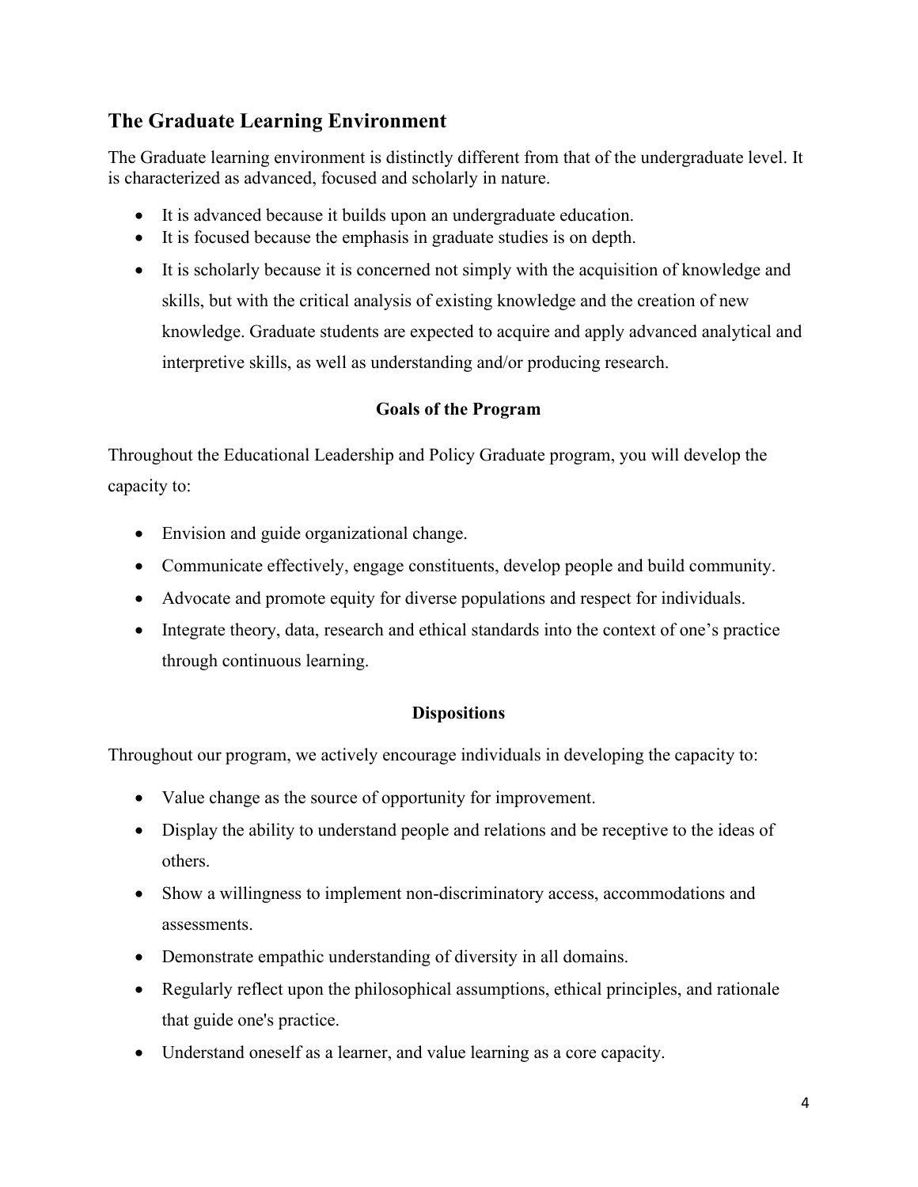## The Graduate Learning Environment

The Graduate learning environment is distinctly different from that of the undergraduate level. It is characterized as advanced, focused and scholarly in nature.

- It is advanced because it builds upon an undergraduate education.
- It is focused because the emphasis in graduate studies is on depth.
- It is scholarly because it is concerned not simply with the acquisition of knowledge and skills, but with the critical analysis of existing knowledge and the creation of new knowledge. Graduate students are expected to acquire and apply advanced analytical and interpretive skills, as well as understanding and/or producing research.

### Goals of the Program

Throughout the Educational Leadership and Policy Graduate program, you will develop the capacity to:

- Envision and guide organizational change.
- Communicate effectively, engage constituents, develop people and build community.
- Advocate and promote equity for diverse populations and respect for individuals.
- Integrate theory, data, research and ethical standards into the context of one's practice through continuous learning.

### Dispositions

Throughout our program, we actively encourage individuals in developing the capacity to:

- Value change as the source of opportunity for improvement.
- Display the ability to understand people and relations and be receptive to the ideas of others.
- Show a willingness to implement non-discriminatory access, accommodations and assessments.
- Demonstrate empathic understanding of diversity in all domains.
- Regularly reflect upon the philosophical assumptions, ethical principles, and rationale that guide one's practice.
- Understand oneself as a learner, and value learning as a core capacity.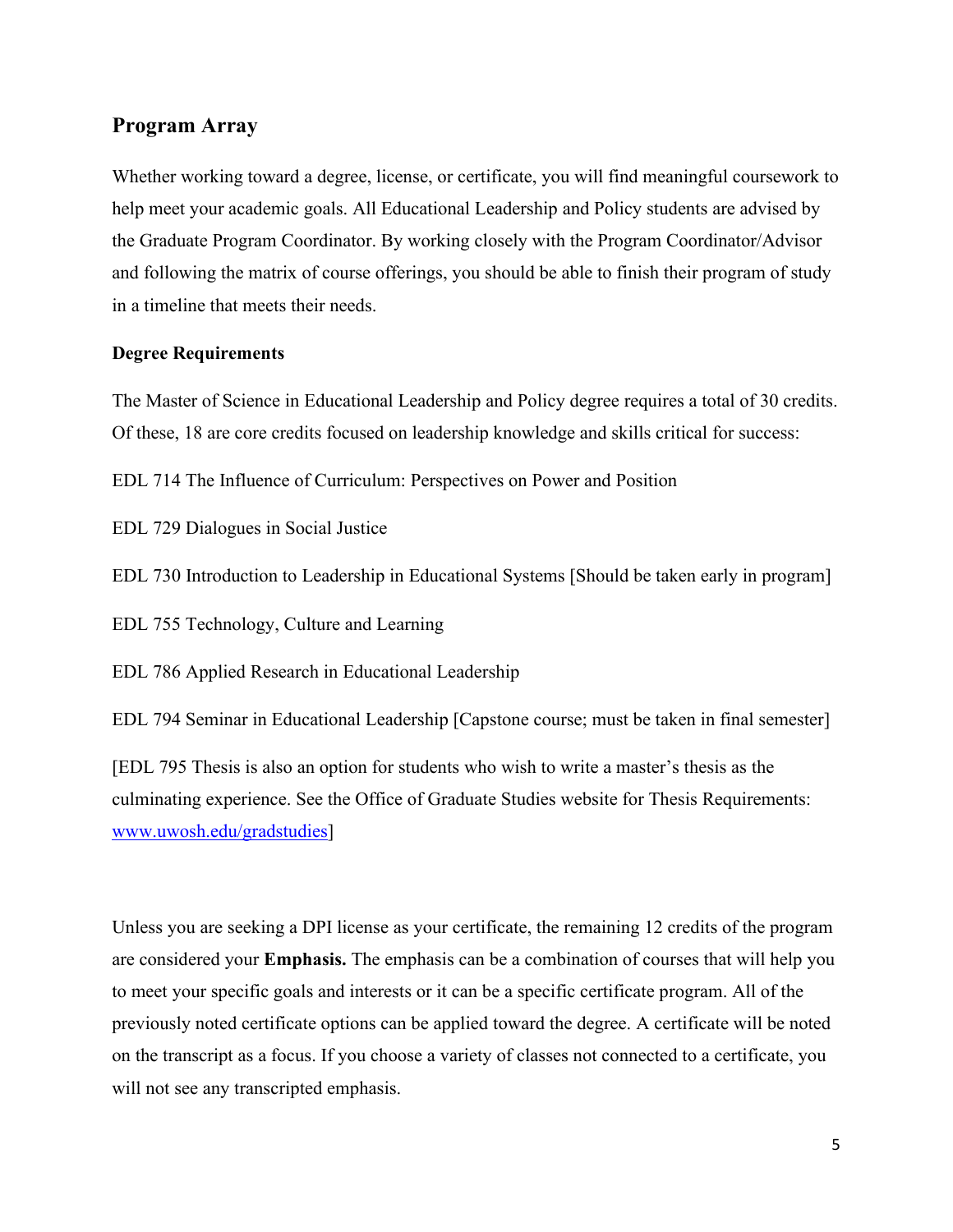## Program Array

Whether working toward a degree, license, or certificate, you will find meaningful coursework to help meet your academic goals. All Educational Leadership and Policy students are advised by the Graduate Program Coordinator. By working closely with the Program Coordinator/Advisor and following the matrix of course offerings, you should be able to finish their program of study in a timeline that meets their needs.

### Degree Requirements

The Master of Science in Educational Leadership and Policy degree requires a total of 30 credits. Of these, 18 are core credits focused on leadership knowledge and skills critical for success:

EDL 714 The Influence of Curriculum: Perspectives on Power and Position

EDL 729 Dialogues in Social Justice

EDL 730 Introduction to Leadership in Educational Systems [Should be taken early in program]

EDL 755 Technology, Culture and Learning

EDL 786 Applied Research in Educational Leadership

EDL 794 Seminar in Educational Leadership [Capstone course; must be taken in final semester]

[EDL 795 Thesis is also an option for students who wish to write a master's thesis as the culminating experience. See the Office of Graduate Studies website for Thesis Requirements: [www.uwosh.edu/gradstudies](http://www.uwosh.edu/gradstudies)]

Unless you are seeking a DPI license as your certificate, the remaining 12 credits of the program are considered your **Emphasis.** The emphasis can be a combination of courses that will help you to meet your specific goals and interests or it can be a specific certificate program. All of the previously noted certificate options can be applied toward the degree. A certificate will be noted on the transcript as a focus. If you choose a variety of classes not connected to a certificate, you will not see any transcripted emphasis.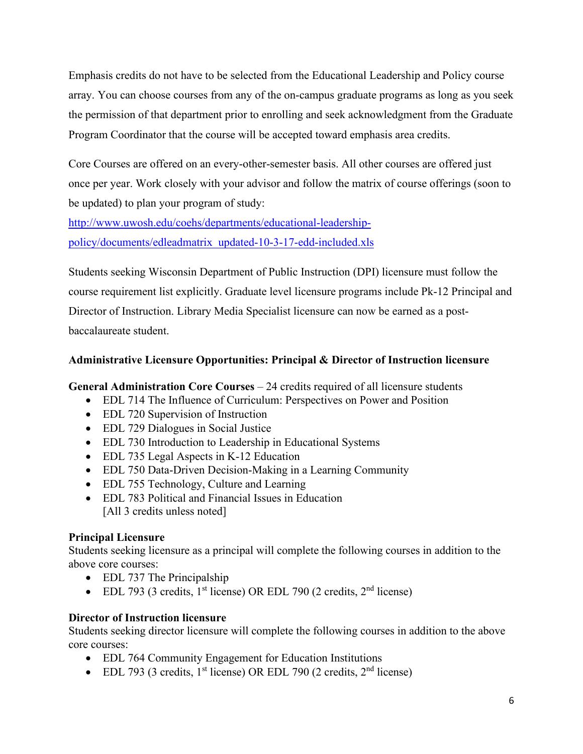Emphasis credits do not have to be selected from the Educational Leadership and Policy course array. You can choose courses from any of the on-campus graduate programs as long as you seek the permission of that department prior to enrolling and seek acknowledgment from the Graduate Program Coordinator that the course will be accepted toward emphasis area credits.

Core Courses are offered on an every-other-semester basis. All other courses are offered just once per year. Work closely with your advisor and follow the matrix of course offerings (soon to be updated) to plan your program of study: http://www.uwosh.edu/coehs/departments/educational-leadership-policy/documents/edleadmatrix_updated-10-3-17-edd-included.xls

Students seeking Wisconsin Department of Public Instruction (DPI) licensure must follow the course requirement list explicitly. Graduate level licensure programs include Pk-12 Principal and Director of Instruction. Library Media Specialist licensure can now be earned as a post-baccalaureate student.

**Administrative Licensure Opportunities: Principal & Director of Instruction licensure**

**General Administration Core Courses** – 24 credits required of all licensure students

- EDL 714 The Influence of Curriculum: Perspectives on Power and Position
- EDL 720 Supervision of Instruction
- EDL 729 Dialogues in Social Justice
- EDL 730 Introduction to Leadership in Educational Systems
- EDL 735 Legal Aspects in K-12 Education
- EDL 750 Data-Driven Decision-Making in a Learning Community
- EDL 755 Technology, Culture and Learning
- EDL 783 Political and Financial Issues in Education
  [All 3 credits unless noted]

**Principal Licensure**

Students seeking licensure as a principal will complete the following courses in addition to the above core courses:

- EDL 737 The Principalship
- EDL 793 (3 credits, 1st license) OR EDL 790 (2 credits, 2nd license)

**Director of Instruction licensure**

Students seeking director licensure will complete the following courses in addition to the above core courses:

- EDL 764 Community Engagement for Education Institutions
- EDL 793 (3 credits, 1st license) OR EDL 790 (2 credits, 2nd license)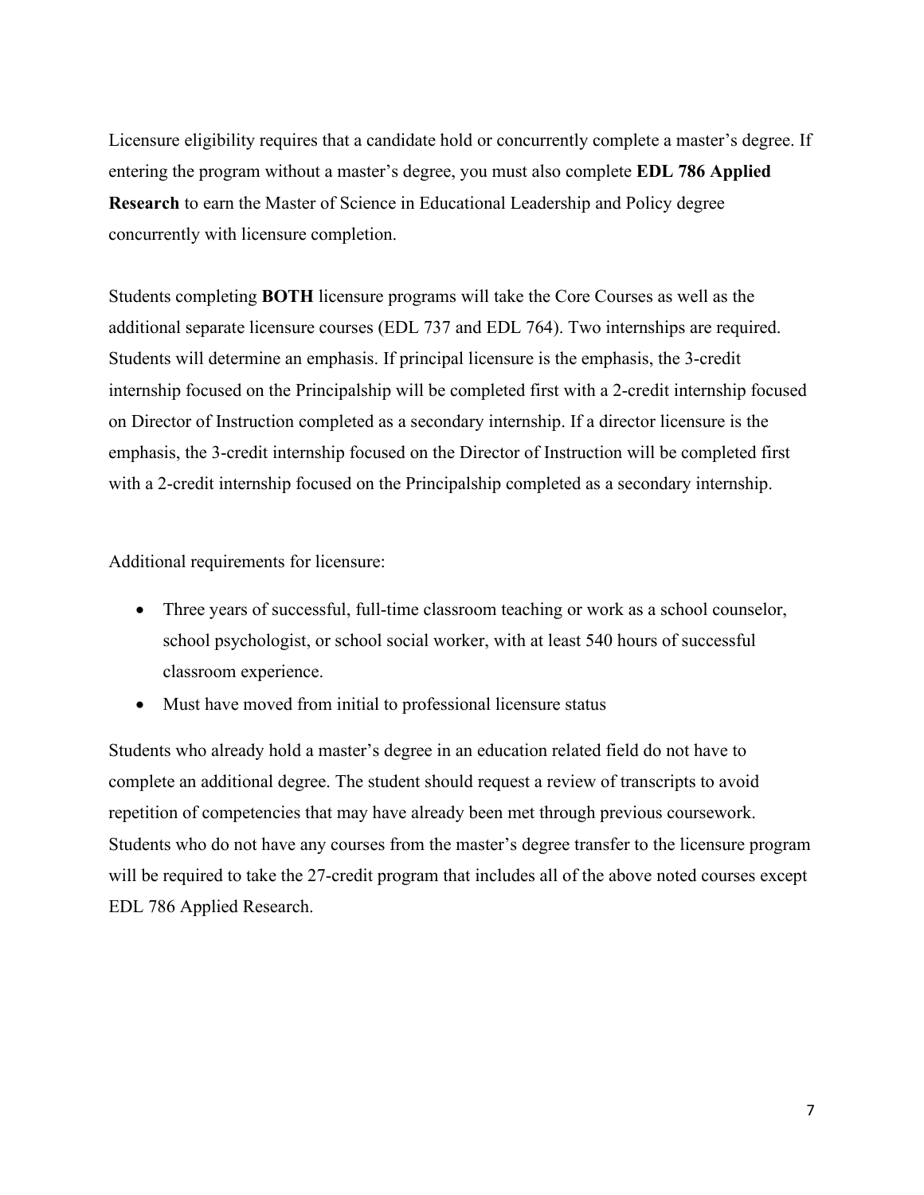Licensure eligibility requires that a candidate hold or concurrently complete a master's degree. If entering the program without a master's degree, you must also complete **EDL 786 Applied Research** to earn the Master of Science in Educational Leadership and Policy degree concurrently with licensure completion.

Students completing **BOTH** licensure programs will take the Core Courses as well as the additional separate licensure courses (EDL 737 and EDL 764). Two internships are required. Students will determine an emphasis. If principal licensure is the emphasis, the 3-credit internship focused on the Principalship will be completed first with a 2-credit internship focused on Director of Instruction completed as a secondary internship. If a director licensure is the emphasis, the 3-credit internship focused on the Director of Instruction will be completed first with a 2-credit internship focused on the Principalship completed as a secondary internship.

Additional requirements for licensure:

- Three years of successful, full-time classroom teaching or work as a school counselor, school psychologist, or school social worker, with at least 540 hours of successful classroom experience.
- Must have moved from initial to professional licensure status

Students who already hold a master's degree in an education related field do not have to complete an additional degree. The student should request a review of transcripts to avoid repetition of competencies that may have already been met through previous coursework. Students who do not have any courses from the master's degree transfer to the licensure program will be required to take the 27-credit program that includes all of the above noted courses except EDL 786 Applied Research.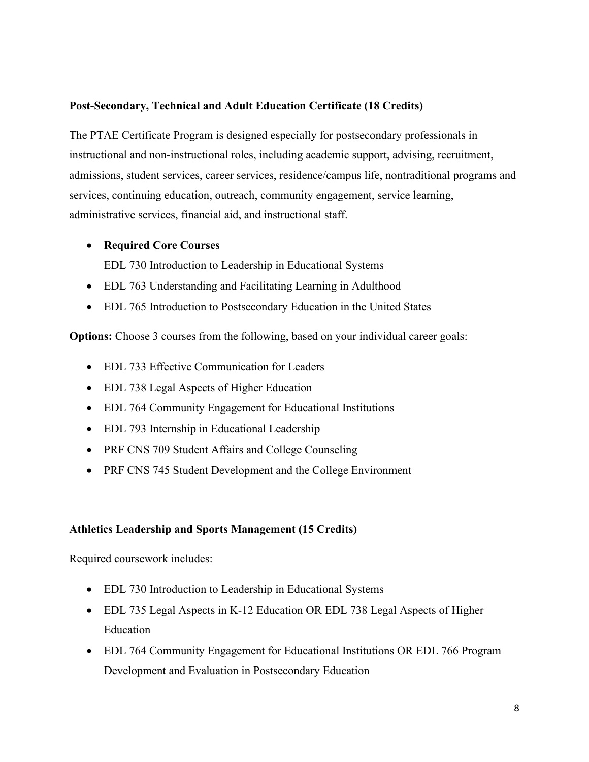**Post-Secondary, Technical and Adult Education Certificate (18 Credits)**

The PTAE Certificate Program is designed especially for postsecondary professionals in instructional and non-instructional roles, including academic support, advising, recruitment, admissions, student services, career services, residence/campus life, nontraditional programs and services, continuing education, outreach, community engagement, service learning, administrative services, financial aid, and instructional staff.

- **Required Core Courses**
  EDL 730 Introduction to Leadership in Educational Systems
- EDL 763 Understanding and Facilitating Learning in Adulthood
- EDL 765 Introduction to Postsecondary Education in the United States

**Options:** Choose 3 courses from the following, based on your individual career goals:

- EDL 733 Effective Communication for Leaders
- EDL 738 Legal Aspects of Higher Education
- EDL 764 Community Engagement for Educational Institutions
- EDL 793 Internship in Educational Leadership
- PRF CNS 709 Student Affairs and College Counseling
- PRF CNS 745 Student Development and the College Environment

**Athletics Leadership and Sports Management (15 Credits)**

Required coursework includes:

- EDL 730 Introduction to Leadership in Educational Systems
- EDL 735 Legal Aspects in K-12 Education OR EDL 738 Legal Aspects of Higher Education
- EDL 764 Community Engagement for Educational Institutions OR EDL 766 Program Development and Evaluation in Postsecondary Education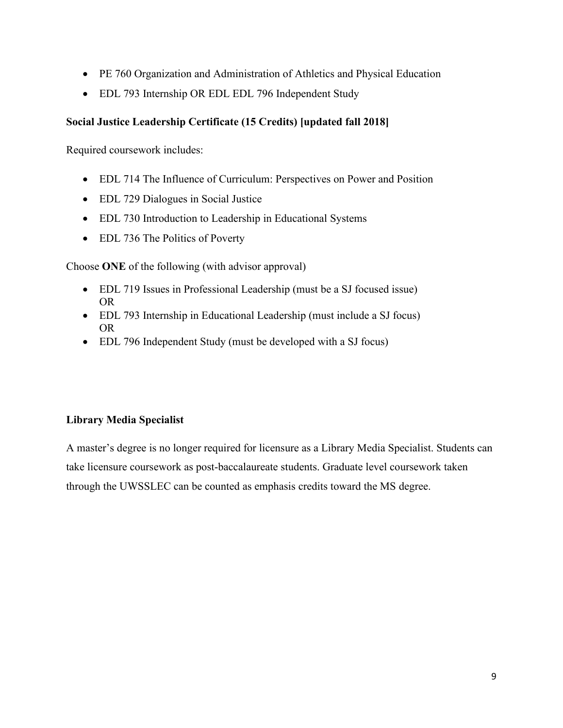- PE 760 Organization and Administration of Athletics and Physical Education
- EDL 793 Internship OR EDL EDL 796 Independent Study

**Social Justice Leadership Certificate (15 Credits) [updated fall 2018]**

Required coursework includes:

- EDL 714 The Influence of Curriculum: Perspectives on Power and Position
- EDL 729 Dialogues in Social Justice
- EDL 730 Introduction to Leadership in Educational Systems
- EDL 736 The Politics of Poverty

Choose **ONE** of the following (with advisor approval)

- EDL 719 Issues in Professional Leadership (must be a SJ focused issue) OR
- EDL 793 Internship in Educational Leadership (must include a SJ focus) OR
- EDL 796 Independent Study (must be developed with a SJ focus)

**Library Media Specialist**

A master's degree is no longer required for licensure as a Library Media Specialist. Students can take licensure coursework as post-baccalaureate students. Graduate level coursework taken through the UWSSLEC can be counted as emphasis credits toward the MS degree.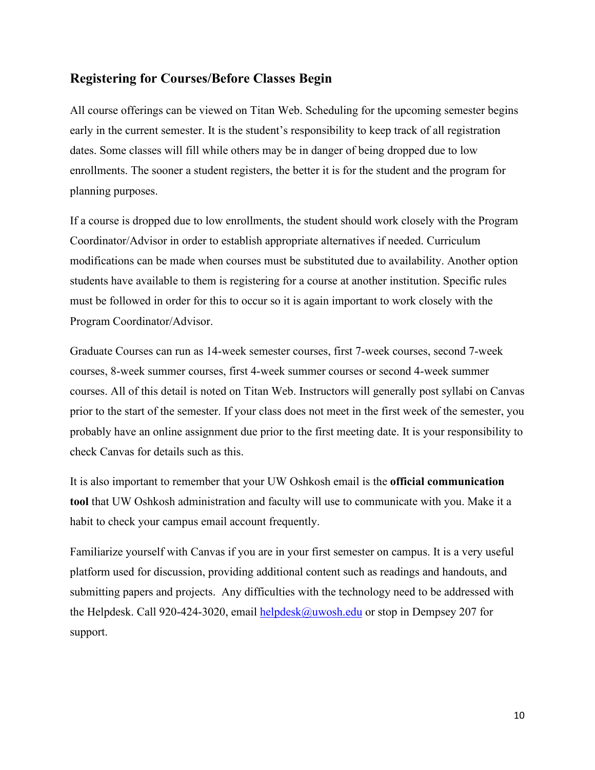## Registering for Courses/Before Classes Begin

All course offerings can be viewed on Titan Web. Scheduling for the upcoming semester begins early in the current semester. It is the student's responsibility to keep track of all registration dates. Some classes will fill while others may be in danger of being dropped due to low enrollments. The sooner a student registers, the better it is for the student and the program for planning purposes.

If a course is dropped due to low enrollments, the student should work closely with the Program Coordinator/Advisor in order to establish appropriate alternatives if needed. Curriculum modifications can be made when courses must be substituted due to availability. Another option students have available to them is registering for a course at another institution. Specific rules must be followed in order for this to occur so it is again important to work closely with the Program Coordinator/Advisor.

Graduate Courses can run as 14-week semester courses, first 7-week courses, second 7-week courses, 8-week summer courses, first 4-week summer courses or second 4-week summer courses. All of this detail is noted on Titan Web. Instructors will generally post syllabi on Canvas prior to the start of the semester. If your class does not meet in the first week of the semester, you probably have an online assignment due prior to the first meeting date. It is your responsibility to check Canvas for details such as this.

It is also important to remember that your UW Oshkosh email is the **official communication tool** that UW Oshkosh administration and faculty will use to communicate with you. Make it a habit to check your campus email account frequently.

Familiarize yourself with Canvas if you are in your first semester on campus. It is a very useful platform used for discussion, providing additional content such as readings and handouts, and submitting papers and projects. Any difficulties with the technology need to be addressed with the Helpdesk. Call 920-424-3020, email helpdesk@uwosh.edu or stop in Dempsey 207 for support.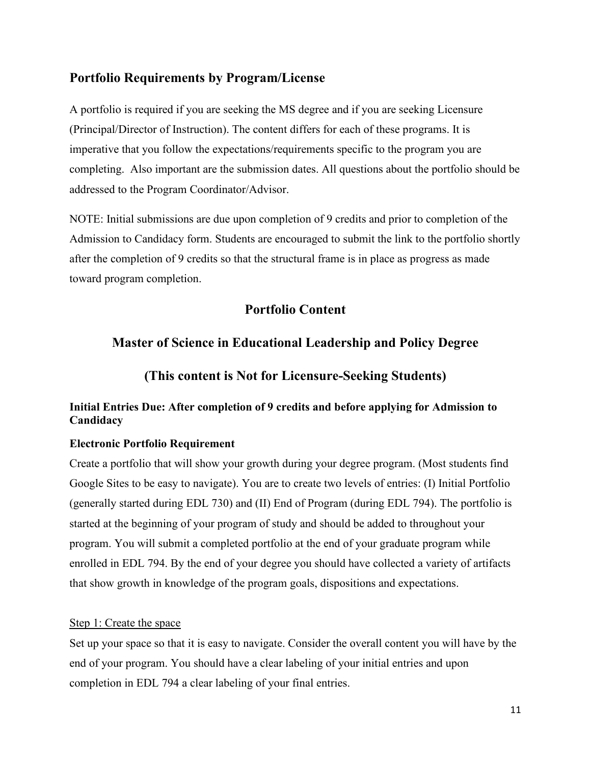## Portfolio Requirements by Program/License

A portfolio is required if you are seeking the MS degree and if you are seeking Licensure (Principal/Director of Instruction). The content differs for each of these programs. It is imperative that you follow the expectations/requirements specific to the program you are completing. Also important are the submission dates. All questions about the portfolio should be addressed to the Program Coordinator/Advisor.

NOTE: Initial submissions are due upon completion of 9 credits and prior to completion of the Admission to Candidacy form. Students are encouraged to submit the link to the portfolio shortly after the completion of 9 credits so that the structural frame is in place as progress as made toward program completion.

## Portfolio Content

## Master of Science in Educational Leadership and Policy Degree

## (This content is Not for Licensure-Seeking Students)

**Initial Entries Due: After completion of 9 credits and before applying for Admission to Candidacy**

**Electronic Portfolio Requirement**

Create a portfolio that will show your growth during your degree program. (Most students find Google Sites to be easy to navigate). You are to create two levels of entries: (I) Initial Portfolio (generally started during EDL 730) and (II) End of Program (during EDL 794). The portfolio is started at the beginning of your program of study and should be added to throughout your program. You will submit a completed portfolio at the end of your graduate program while enrolled in EDL 794. By the end of your degree you should have collected a variety of artifacts that show growth in knowledge of the program goals, dispositions and expectations.

<u>Step 1: Create the space</u>

Set up your space so that it is easy to navigate. Consider the overall content you will have by the end of your program. You should have a clear labeling of your initial entries and upon completion in EDL 794 a clear labeling of your final entries.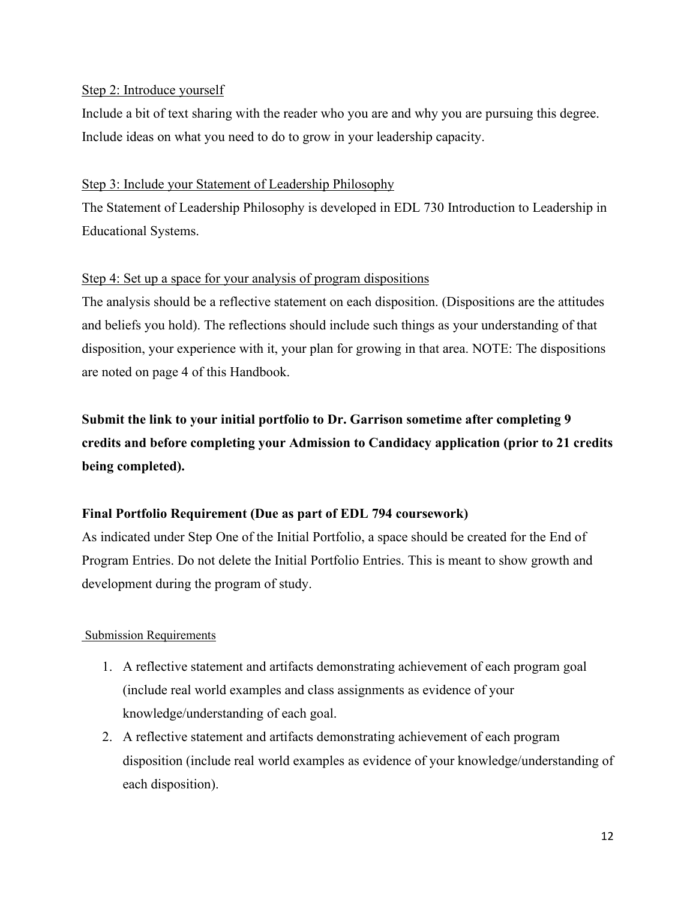Step 2: Introduce yourself

Include a bit of text sharing with the reader who you are and why you are pursuing this degree. Include ideas on what you need to do to grow in your leadership capacity.

Step 3: Include your Statement of Leadership Philosophy

The Statement of Leadership Philosophy is developed in EDL 730 Introduction to Leadership in Educational Systems.

Step 4: Set up a space for your analysis of program dispositions

The analysis should be a reflective statement on each disposition. (Dispositions are the attitudes and beliefs you hold). The reflections should include such things as your understanding of that disposition, your experience with it, your plan for growing in that area. NOTE: The dispositions are noted on page 4 of this Handbook.

**Submit the link to your initial portfolio to Dr. Garrison sometime after completing 9 credits and before completing your Admission to Candidacy application (prior to 21 credits being completed).**

**Final Portfolio Requirement (Due as part of EDL 794 coursework)**

As indicated under Step One of the Initial Portfolio, a space should be created for the End of Program Entries. Do not delete the Initial Portfolio Entries. This is meant to show growth and development during the program of study.

Submission Requirements

1. A reflective statement and artifacts demonstrating achievement of each program goal (include real world examples and class assignments as evidence of your knowledge/understanding of each goal.
2. A reflective statement and artifacts demonstrating achievement of each program disposition (include real world examples as evidence of your knowledge/understanding of each disposition).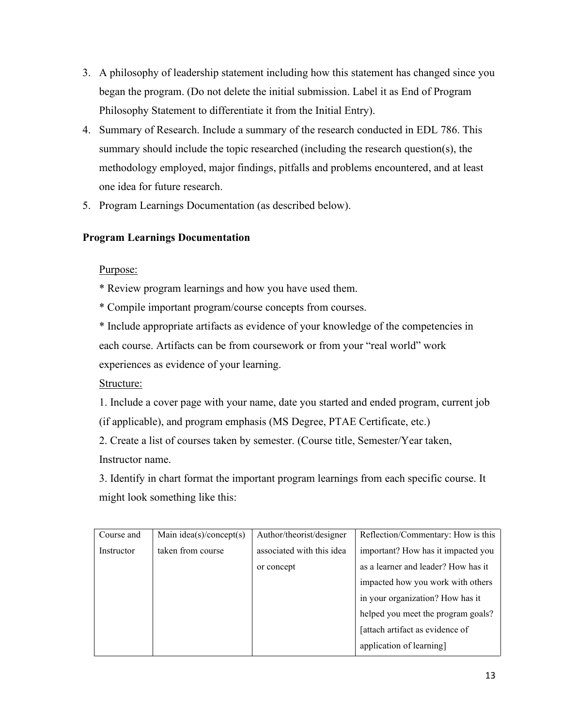3. A philosophy of leadership statement including how this statement has changed since you began the program. (Do not delete the initial submission. Label it as End of Program Philosophy Statement to differentiate it from the Initial Entry).
4. Summary of Research. Include a summary of the research conducted in EDL 786. This summary should include the topic researched (including the research question(s), the methodology employed, major findings, pitfalls and problems encountered, and at least one idea for future research.
5. Program Learnings Documentation (as described below).

**Program Learnings Documentation**

Purpose:

* Review program learnings and how you have used them.

* Compile important program/course concepts from courses.

* Include appropriate artifacts as evidence of your knowledge of the competencies in each course. Artifacts can be from coursework or from your "real world" work experiences as evidence of your learning.

Structure:

1. Include a cover page with your name, date you started and ended program, current job (if applicable), and program emphasis (MS Degree, PTAE Certificate, etc.)

2. Create a list of courses taken by semester. (Course title, Semester/Year taken, Instructor name.

3. Identify in chart format the important program learnings from each specific course. It might look something like this:

| Course and Instructor | Main idea(s)/concept(s) taken from course | Author/theorist/designer associated with this idea or concept | Reflection/Commentary: How is this important? How has it impacted you as a learner and leader? How has it impacted how you work with others in your organization? How has it helped you meet the program goals? [attach artifact as evidence of application of learning] |
|---|---|---|---|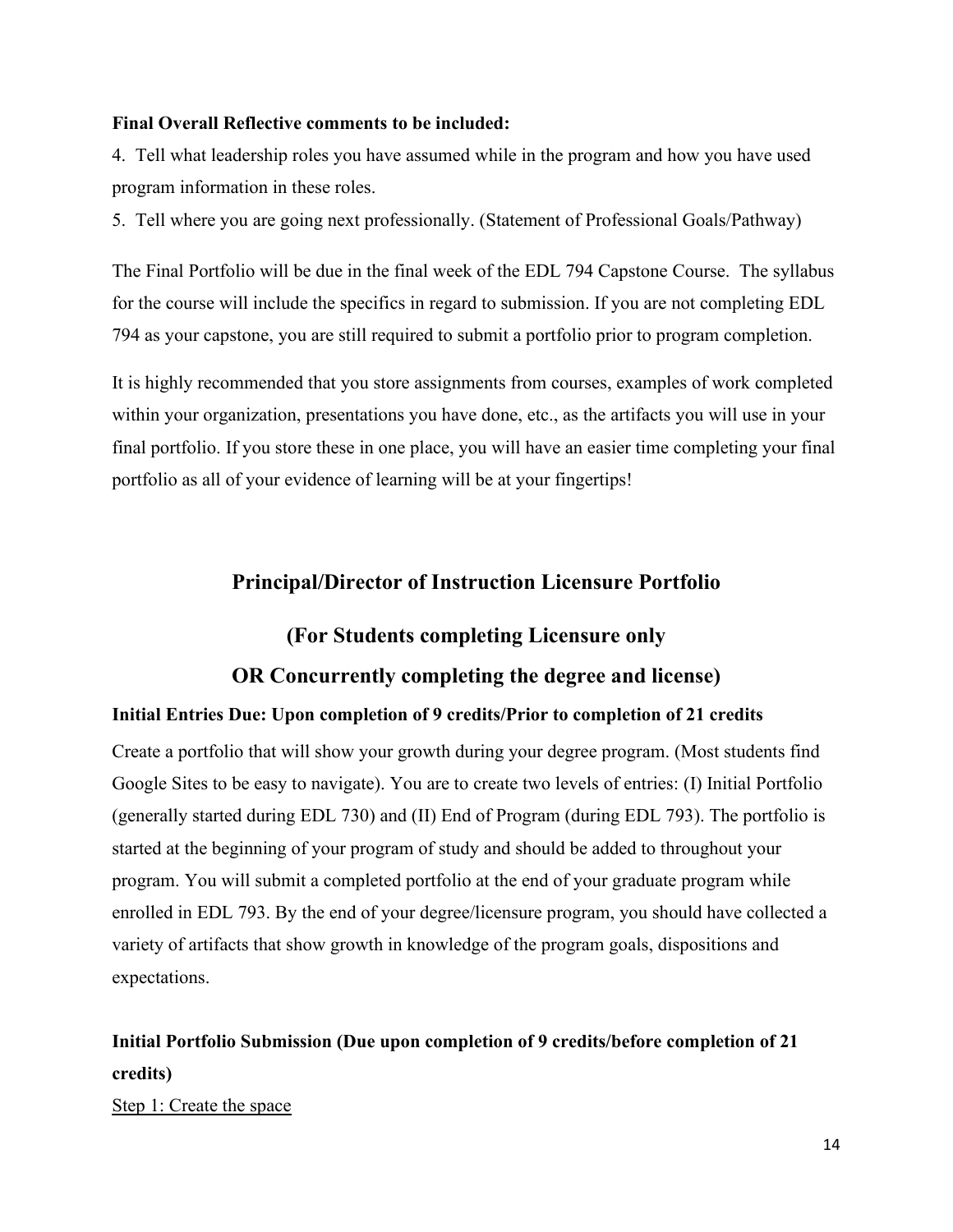**Final Overall Reflective comments to be included:**

4. Tell what leadership roles you have assumed while in the program and how you have used program information in these roles.
5. Tell where you are going next professionally. (Statement of Professional Goals/Pathway)

The Final Portfolio will be due in the final week of the EDL 794 Capstone Course. The syllabus for the course will include the specifics in regard to submission. If you are not completing EDL 794 as your capstone, you are still required to submit a portfolio prior to program completion.

It is highly recommended that you store assignments from courses, examples of work completed within your organization, presentations you have done, etc., as the artifacts you will use in your final portfolio. If you store these in one place, you will have an easier time completing your final portfolio as all of your evidence of learning will be at your fingertips!

## Principal/Director of Instruction Licensure Portfolio

## (For Students completing Licensure only OR Concurrently completing the degree and license)

**Initial Entries Due: Upon completion of 9 credits/Prior to completion of 21 credits**

Create a portfolio that will show your growth during your degree program. (Most students find Google Sites to be easy to navigate). You are to create two levels of entries: (I) Initial Portfolio (generally started during EDL 730) and (II) End of Program (during EDL 793). The portfolio is started at the beginning of your program of study and should be added to throughout your program. You will submit a completed portfolio at the end of your graduate program while enrolled in EDL 793. By the end of your degree/licensure program, you should have collected a variety of artifacts that show growth in knowledge of the program goals, dispositions and expectations.

**Initial Portfolio Submission (Due upon completion of 9 credits/before completion of 21 credits)**

<u>Step 1: Create the space</u>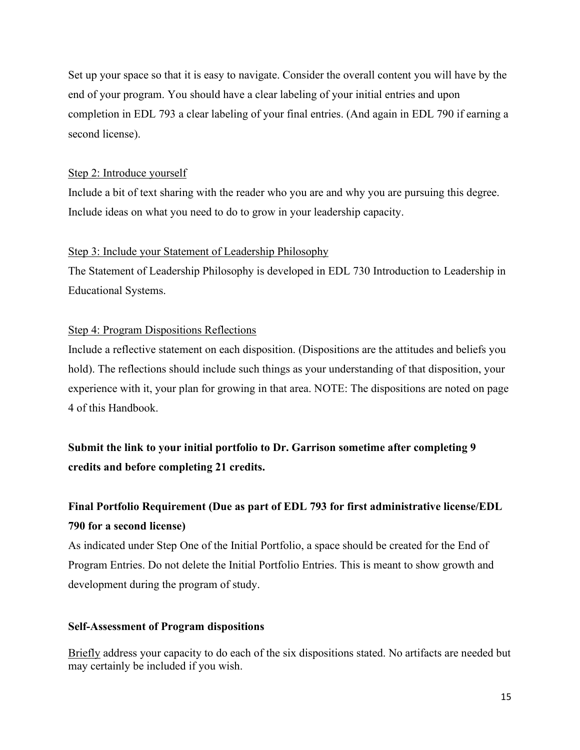Set up your space so that it is easy to navigate. Consider the overall content you will have by the end of your program. You should have a clear labeling of your initial entries and upon completion in EDL 793 a clear labeling of your final entries. (And again in EDL 790 if earning a second license).

Step 2: Introduce yourself

Include a bit of text sharing with the reader who you are and why you are pursuing this degree. Include ideas on what you need to do to grow in your leadership capacity.

Step 3: Include your Statement of Leadership Philosophy

The Statement of Leadership Philosophy is developed in EDL 730 Introduction to Leadership in Educational Systems.

Step 4: Program Dispositions Reflections

Include a reflective statement on each disposition. (Dispositions are the attitudes and beliefs you hold). The reflections should include such things as your understanding of that disposition, your experience with it, your plan for growing in that area. NOTE: The dispositions are noted on page 4 of this Handbook.

**Submit the link to your initial portfolio to Dr. Garrison sometime after completing 9 credits and before completing 21 credits.**

**Final Portfolio Requirement (Due as part of EDL 793 for first administrative license/EDL 790 for a second license)**

As indicated under Step One of the Initial Portfolio, a space should be created for the End of Program Entries. Do not delete the Initial Portfolio Entries. This is meant to show growth and development during the program of study.

**Self-Assessment of Program dispositions**

Briefly address your capacity to do each of the six dispositions stated. No artifacts are needed but may certainly be included if you wish.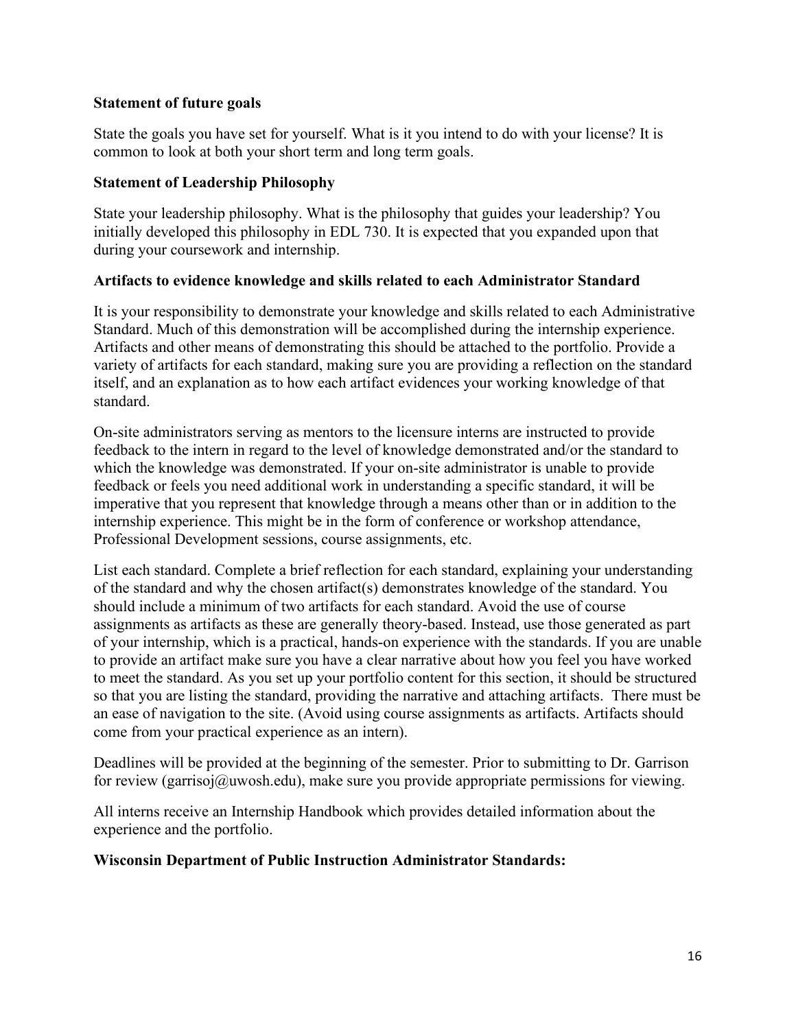**Statement of future goals**

State the goals you have set for yourself. What is it you intend to do with your license? It is common to look at both your short term and long term goals.

**Statement of Leadership Philosophy**

State your leadership philosophy. What is the philosophy that guides your leadership? You initially developed this philosophy in EDL 730. It is expected that you expanded upon that during your coursework and internship.

**Artifacts to evidence knowledge and skills related to each Administrator Standard**

It is your responsibility to demonstrate your knowledge and skills related to each Administrative Standard. Much of this demonstration will be accomplished during the internship experience. Artifacts and other means of demonstrating this should be attached to the portfolio. Provide a variety of artifacts for each standard, making sure you are providing a reflection on the standard itself, and an explanation as to how each artifact evidences your working knowledge of that standard.

On-site administrators serving as mentors to the licensure interns are instructed to provide feedback to the intern in regard to the level of knowledge demonstrated and/or the standard to which the knowledge was demonstrated. If your on-site administrator is unable to provide feedback or feels you need additional work in understanding a specific standard, it will be imperative that you represent that knowledge through a means other than or in addition to the internship experience. This might be in the form of conference or workshop attendance, Professional Development sessions, course assignments, etc.

List each standard. Complete a brief reflection for each standard, explaining your understanding of the standard and why the chosen artifact(s) demonstrates knowledge of the standard. You should include a minimum of two artifacts for each standard. Avoid the use of course assignments as artifacts as these are generally theory-based. Instead, use those generated as part of your internship, which is a practical, hands-on experience with the standards. If you are unable to provide an artifact make sure you have a clear narrative about how you feel you have worked to meet the standard. As you set up your portfolio content for this section, it should be structured so that you are listing the standard, providing the narrative and attaching artifacts. There must be an ease of navigation to the site. (Avoid using course assignments as artifacts. Artifacts should come from your practical experience as an intern).

Deadlines will be provided at the beginning of the semester. Prior to submitting to Dr. Garrison for review (garrisoj@uwosh.edu), make sure you provide appropriate permissions for viewing.

All interns receive an Internship Handbook which provides detailed information about the experience and the portfolio.

**Wisconsin Department of Public Instruction Administrator Standards:**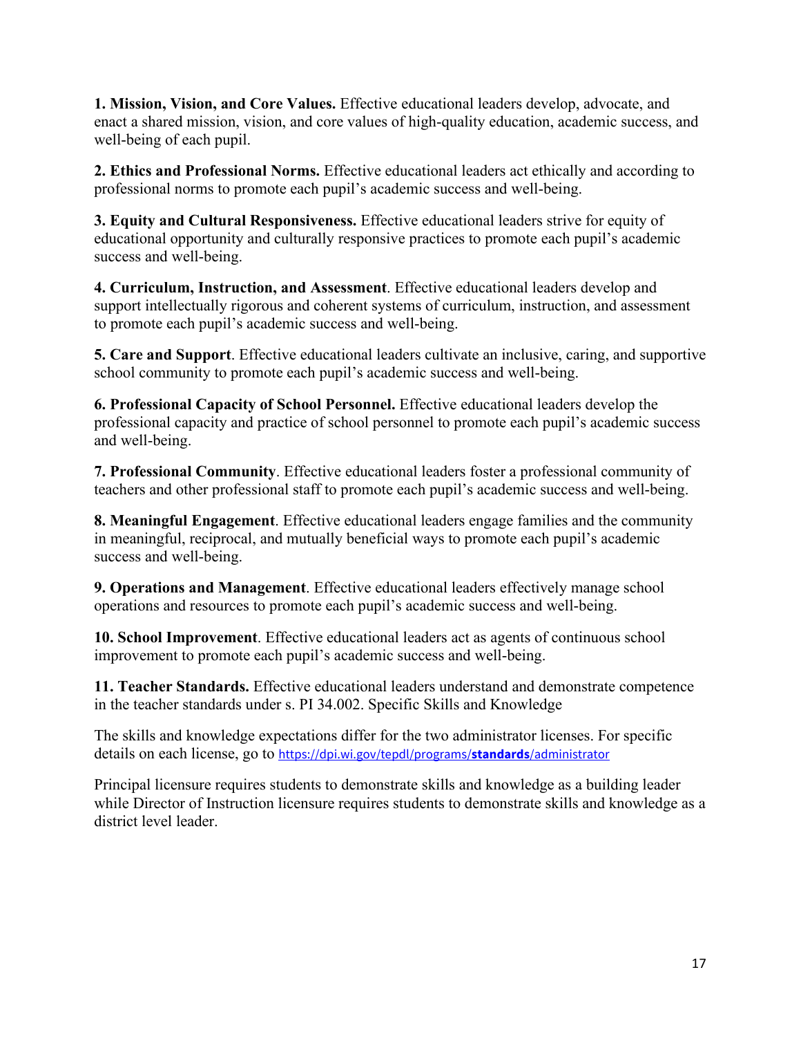**1. Mission, Vision, and Core Values.** Effective educational leaders develop, advocate, and enact a shared mission, vision, and core values of high-quality education, academic success, and well-being of each pupil.

**2. Ethics and Professional Norms.** Effective educational leaders act ethically and according to professional norms to promote each pupil's academic success and well-being.

**3. Equity and Cultural Responsiveness.** Effective educational leaders strive for equity of educational opportunity and culturally responsive practices to promote each pupil's academic success and well-being.

**4. Curriculum, Instruction, and Assessment**. Effective educational leaders develop and support intellectually rigorous and coherent systems of curriculum, instruction, and assessment to promote each pupil's academic success and well-being.

**5. Care and Support**. Effective educational leaders cultivate an inclusive, caring, and supportive school community to promote each pupil's academic success and well-being.

**6. Professional Capacity of School Personnel.** Effective educational leaders develop the professional capacity and practice of school personnel to promote each pupil's academic success and well-being.

**7. Professional Community**. Effective educational leaders foster a professional community of teachers and other professional staff to promote each pupil's academic success and well-being.

**8. Meaningful Engagement**. Effective educational leaders engage families and the community in meaningful, reciprocal, and mutually beneficial ways to promote each pupil's academic success and well-being.

**9. Operations and Management**. Effective educational leaders effectively manage school operations and resources to promote each pupil's academic success and well-being.

**10. School Improvement**. Effective educational leaders act as agents of continuous school improvement to promote each pupil's academic success and well-being.

**11. Teacher Standards.** Effective educational leaders understand and demonstrate competence in the teacher standards under s. PI 34.002. Specific Skills and Knowledge

The skills and knowledge expectations differ for the two administrator licenses. For specific details on each license, go to https://dpi.wi.gov/tepdl/programs/**standards**/administrator

Principal licensure requires students to demonstrate skills and knowledge as a building leader while Director of Instruction licensure requires students to demonstrate skills and knowledge as a district level leader.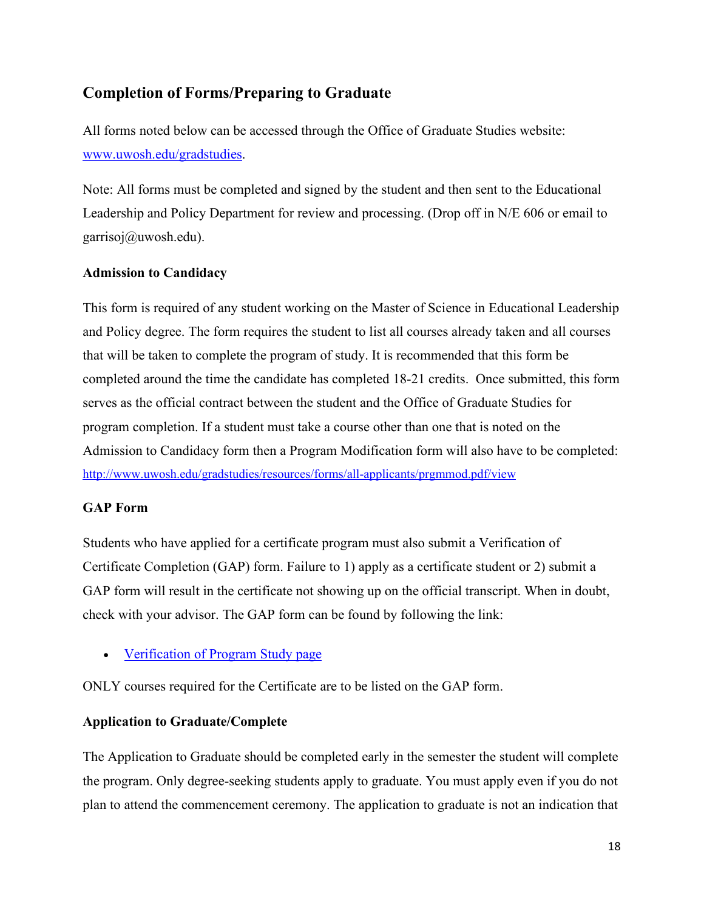## Completion of Forms/Preparing to Graduate

All forms noted below can be accessed through the Office of Graduate Studies website: [www.uwosh.edu/gradstudies](www.uwosh.edu/gradstudies).

Note: All forms must be completed and signed by the student and then sent to the Educational Leadership and Policy Department for review and processing. (Drop off in N/E 606 or email to garrisoj@uwosh.edu).

### Admission to Candidacy

This form is required of any student working on the Master of Science in Educational Leadership and Policy degree. The form requires the student to list all courses already taken and all courses that will be taken to complete the program of study. It is recommended that this form be completed around the time the candidate has completed 18-21 credits. Once submitted, this form serves as the official contract between the student and the Office of Graduate Studies for program completion. If a student must take a course other than one that is noted on the Admission to Candidacy form then a Program Modification form will also have to be completed: [http://www.uwosh.edu/gradstudies/resources/forms/all-applicants/prgmmod.pdf/view](http://www.uwosh.edu/gradstudies/resources/forms/all-applicants/prgmmod.pdf/view)

### GAP Form

Students who have applied for a certificate program must also submit a Verification of Certificate Completion (GAP) form. Failure to 1) apply as a certificate student or 2) submit a GAP form will result in the certificate not showing up on the official transcript. When in doubt, check with your advisor. The GAP form can be found by following the link:

- Verification of Program Study page

ONLY courses required for the Certificate are to be listed on the GAP form.

### Application to Graduate/Complete

The Application to Graduate should be completed early in the semester the student will complete the program. Only degree-seeking students apply to graduate. You must apply even if you do not plan to attend the commencement ceremony. The application to graduate is not an indication that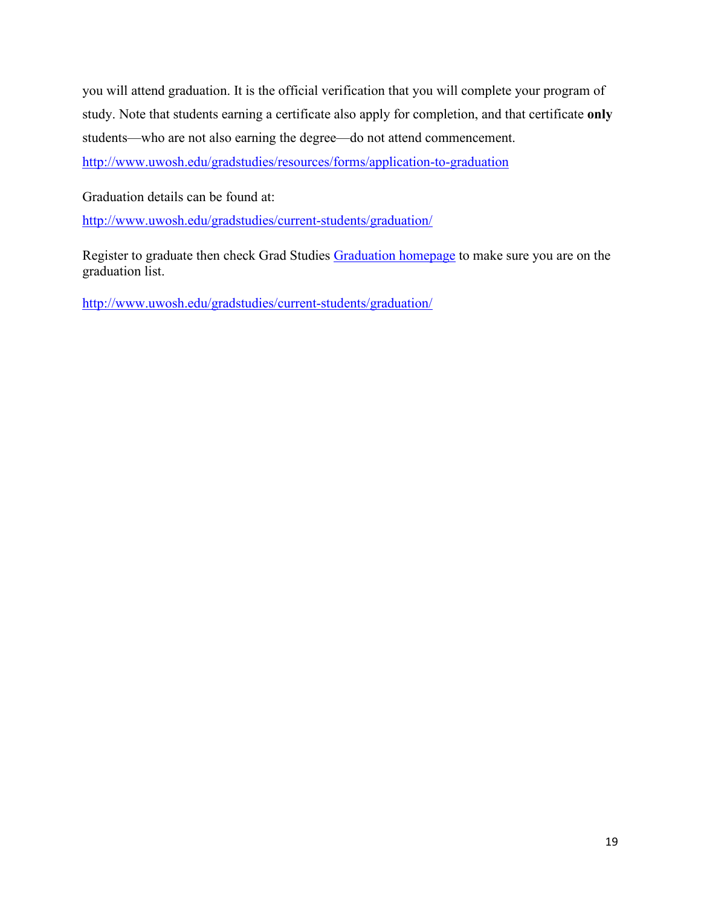you will attend graduation. It is the official verification that you will complete your program of study. Note that students earning a certificate also apply for completion, and that certificate **only** students—who are not also earning the degree—do not attend commencement. [http://www.uwosh.edu/gradstudies/resources/forms/application-to-graduation](http://www.uwosh.edu/gradstudies/resources/forms/application-to-graduation)

Graduation details can be found at:

[http://www.uwosh.edu/gradstudies/current-students/graduation/](http://www.uwosh.edu/gradstudies/current-students/graduation/)

Register to graduate then check Grad Studies [Graduation homepage](http://www.uwosh.edu/gradstudies/current-students/graduation/) to make sure you are on the graduation list.

[http://www.uwosh.edu/gradstudies/current-students/graduation/](http://www.uwosh.edu/gradstudies/current-students/graduation/)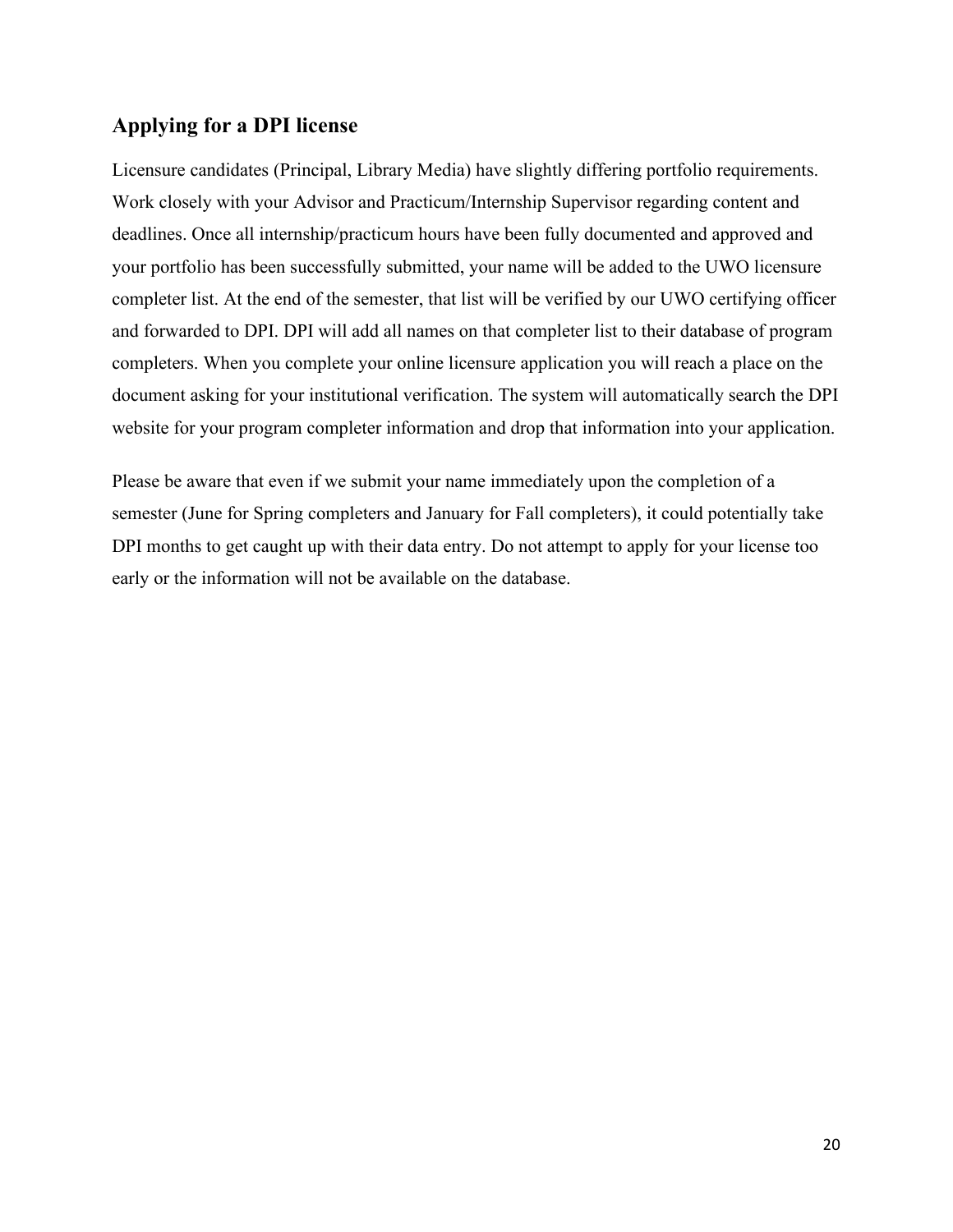## Applying for a DPI license

Licensure candidates (Principal, Library Media) have slightly differing portfolio requirements. Work closely with your Advisor and Practicum/Internship Supervisor regarding content and deadlines. Once all internship/practicum hours have been fully documented and approved and your portfolio has been successfully submitted, your name will be added to the UWO licensure completer list. At the end of the semester, that list will be verified by our UWO certifying officer and forwarded to DPI. DPI will add all names on that completer list to their database of program completers. When you complete your online licensure application you will reach a place on the document asking for your institutional verification. The system will automatically search the DPI website for your program completer information and drop that information into your application.

Please be aware that even if we submit your name immediately upon the completion of a semester (June for Spring completers and January for Fall completers), it could potentially take DPI months to get caught up with their data entry. Do not attempt to apply for your license too early or the information will not be available on the database.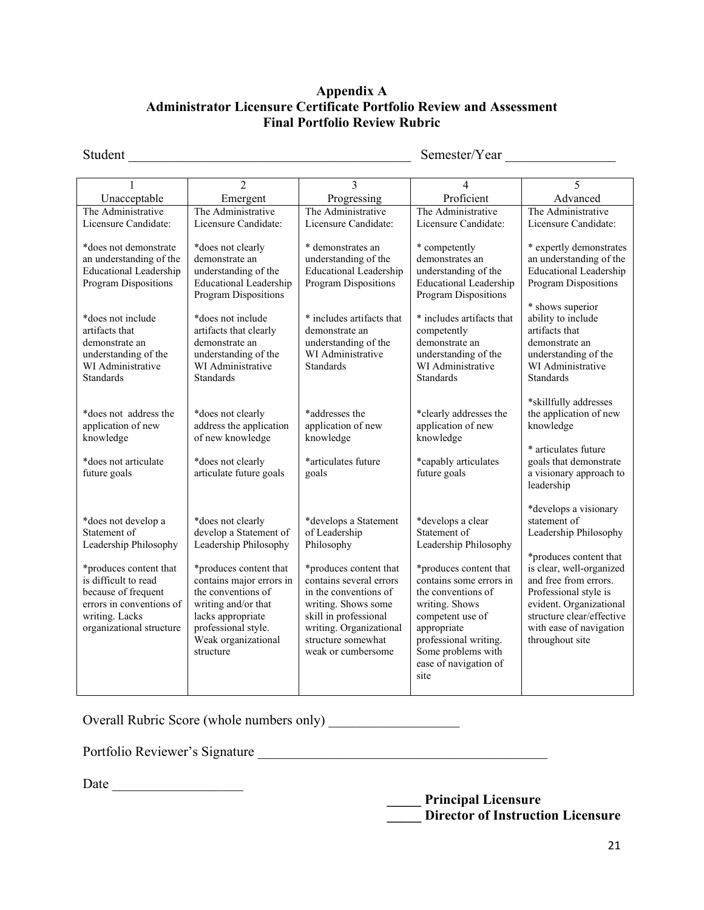**Appendix A**
**Administrator Licensure Certificate Portfolio Review and Assessment**
**Final Portfolio Review Rubric**

Student ________________________________________ Semester/Year ________________

| 1<br>Unacceptable | 2<br>Emergent | 3<br>Progressing | 4<br>Proficient | 5<br>Advanced |
|---|---|---|---|---|
| The Administrative Licensure Candidate: | The Administrative Licensure Candidate: | The Administrative Licensure Candidate: | The Administrative Licensure Candidate: | The Administrative Licensure Candidate: |
| *does not demonstrate an understanding of the Educational Leadership Program Dispositions | *does not clearly demonstrate an understanding of the Educational Leadership Program Dispositions | * demonstrates an understanding of the Educational Leadership Program Dispositions | * competently demonstrates an understanding of the Educational Leadership Program Dispositions | * expertly demonstrates an understanding of the Educational Leadership Program Dispositions |
| *does not include artifacts that demonstrate an understanding of the WI Administrative Standards | *does not include artifacts that clearly demonstrate an understanding of the WI Administrative Standards | * includes artifacts that demonstrate an understanding of the WI Administrative Standards | * includes artifacts that competently demonstrate an understanding of the WI Administrative Standards | * shows superior ability to include artifacts that demonstrate an understanding of the WI Administrative Standards |
| *does not address the application of new knowledge | *does not clearly address the application of new knowledge | *addresses the application of new knowledge | *clearly addresses the application of new knowledge | *skillfully addresses the application of new knowledge |
| *does not articulate future goals | *does not clearly articulate future goals | *articulates future goals | *capably articulates future goals | * articulates future goals that demonstrate a visionary approach to leadership |
| *does not develop a Statement of Leadership Philosophy | *does not clearly develop a Statement of Leadership Philosophy | *develops a Statement of Leadership Philosophy | *develops a clear Statement of Leadership Philosophy | *develops a visionary statement of Leadership Philosophy |
| *produces content that is difficult to read because of frequent errors in conventions of writing. Lacks organizational structure | *produces content that contains major errors in the conventions of writing and/or that lacks appropriate professional style. Weak organizational structure | *produces content that contains several errors in the conventions of writing. Shows some skill in professional writing. Organizational structure somewhat weak or cumbersome | *produces content that contains some errors in the conventions of writing. Shows competent use of appropriate professional writing. Some problems with ease of navigation of site | *produces content that is clear, well-organized and free from errors. Professional style is evident. Organizational structure clear/effective with ease of navigation throughout site |

Overall Rubric Score (whole numbers only) ___________________

Portfolio Reviewer's Signature ___________________________________________

Date ___________________

**_____ Principal Licensure**
**_____ Director of Instruction Licensure**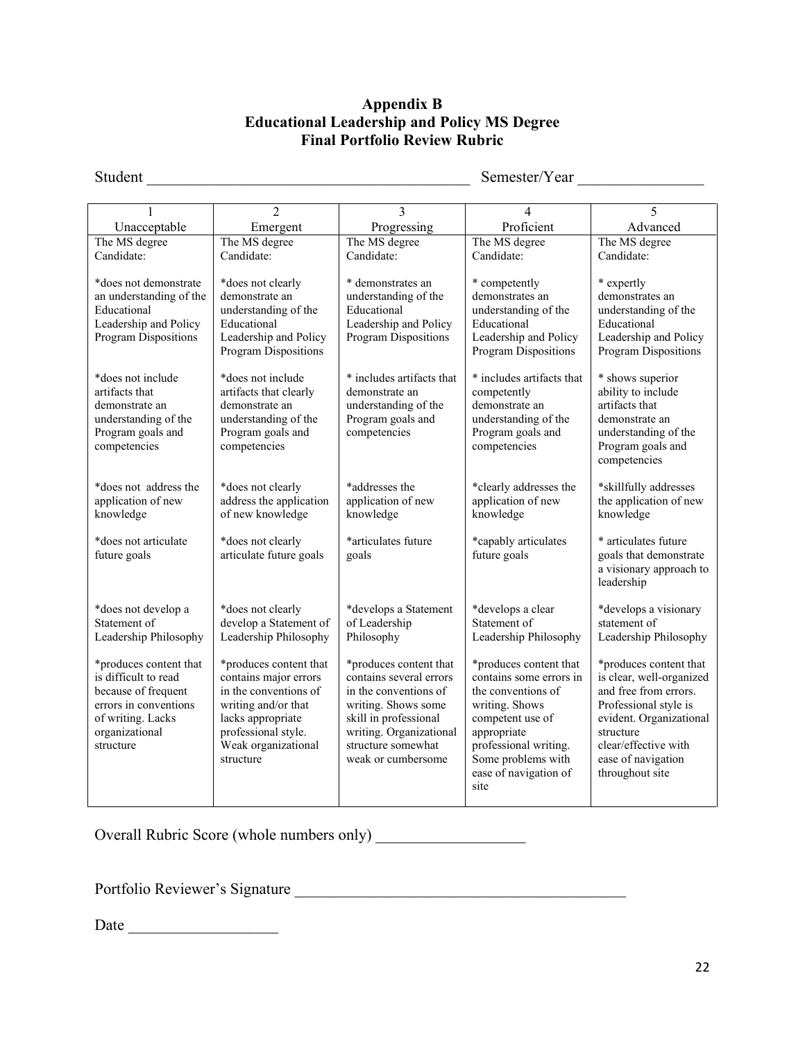# Appendix B
## Educational Leadership and Policy MS Degree
## Final Portfolio Review Rubric

Student ________________________________________ Semester/Year _______________

| 1<br>Unacceptable | 2<br>Emergent | 3<br>Progressing | 4<br>Proficient | 5<br>Advanced |
|---|---|---|---|---|
| The MS degree Candidate:<br><br>*does not demonstrate an understanding of the Educational Leadership and Policy Program Dispositions<br><br>*does not include artifacts that demonstrate an understanding of the Program goals and competencies<br><br>*does not address the application of new knowledge<br><br>*does not articulate future goals<br><br>*does not develop a Statement of Leadership Philosophy<br><br>*produces content that is difficult to read because of frequent errors in conventions of writing. Lacks organizational structure | The MS degree Candidate:<br><br>*does not clearly demonstrate an understanding of the Educational Leadership and Policy Program Dispositions<br><br>*does not include artifacts that clearly demonstrate an understanding of the Program goals and competencies<br><br>*does not clearly address the application of new knowledge<br><br>*does not clearly articulate future goals<br><br>*does not clearly develop a Statement of Leadership Philosophy<br><br>*produces content that contains major errors in the conventions of writing and/or that lacks appropriate professional style. Weak organizational structure | The MS degree Candidate:<br><br>* demonstrates an understanding of the Educational Leadership and Policy Program Dispositions<br><br>* includes artifacts that demonstrate an understanding of the Program goals and competencies<br><br>*addresses the application of new knowledge<br><br>*articulates future goals<br><br>*develops a Statement of Leadership Philosophy<br><br>*produces content that contains several errors in the conventions of writing. Shows some skill in professional writing. Organizational structure somewhat weak or cumbersome | The MS degree Candidate:<br><br>* competently demonstrates an understanding of the Educational Leadership and Policy Program Dispositions<br><br>* includes artifacts that competently demonstrate an understanding of the Program goals and competencies<br><br>*clearly addresses the application of new knowledge<br><br>*capably articulates future goals<br><br>*develops a clear Statement of Leadership Philosophy<br><br>*produces content that contains some errors in the conventions of writing. Shows competent use of appropriate professional writing. Some problems with ease of navigation of site | The MS degree Candidate:<br><br>* expertly demonstrates an understanding of the Educational Leadership and Policy Program Dispositions<br><br>* shows superior ability to include artifacts that demonstrate an understanding of the Program goals and competencies<br><br>*skillfully addresses the application of new knowledge<br><br>* articulates future goals that demonstrate a visionary approach to leadership<br><br>*develops a visionary statement of Leadership Philosophy<br><br>*produces content that is clear, well-organized and free from errors. Professional style is evident. Organizational structure clear/effective with ease of navigation throughout site |

Overall Rubric Score (whole numbers only) __________________

Portfolio Reviewer's Signature __________________________________________

Date ___________________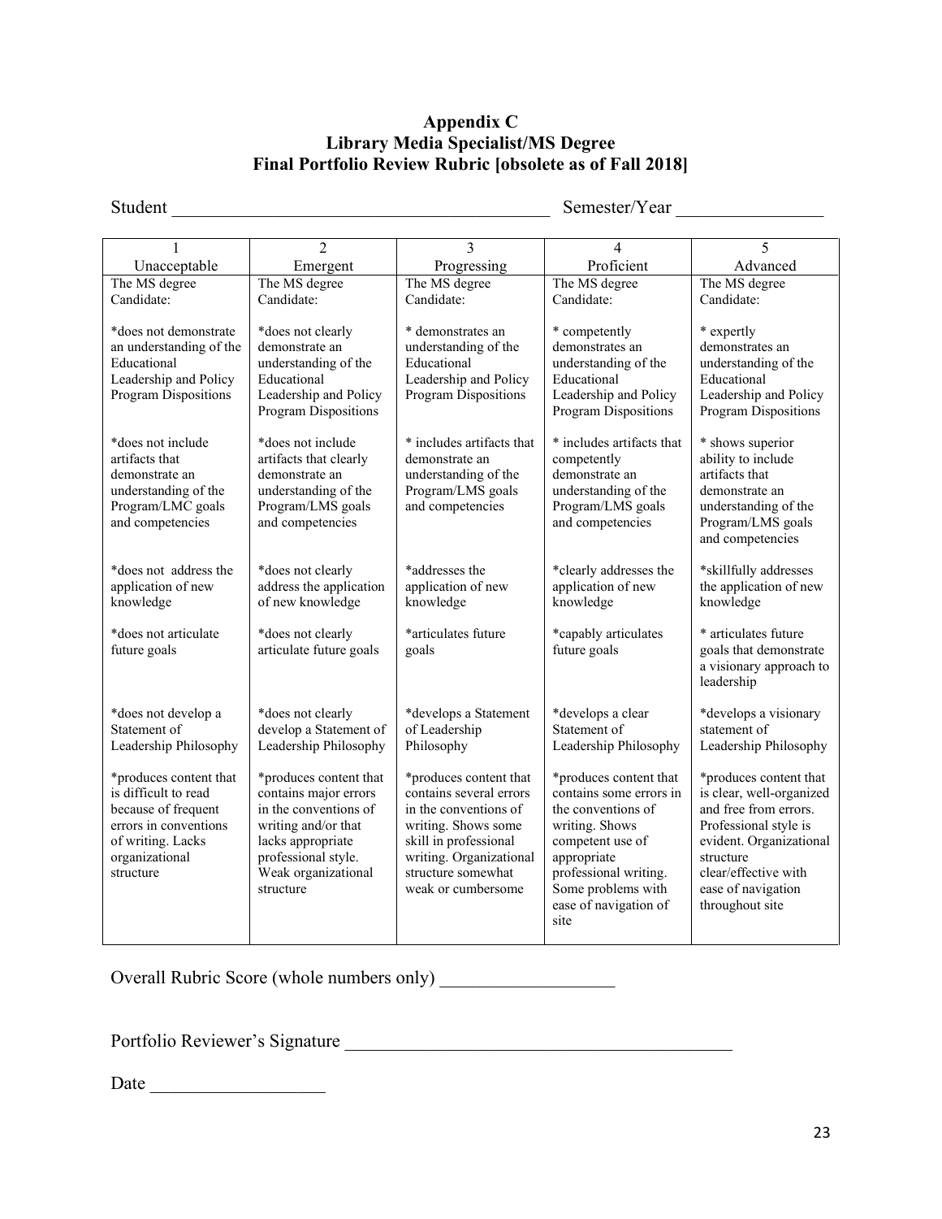# Appendix C
# Library Media Specialist/MS Degree
# Final Portfolio Review Rubric [obsolete as of Fall 2018]

Student ________________________________________ Semester/Year ________________

| 1<br>Unacceptable | 2<br>Emergent | 3<br>Progressing | 4<br>Proficient | 5<br>Advanced |
|---|---|---|---|---|
| The MS degree Candidate:<br><br>*does not demonstrate an understanding of the Educational Leadership and Policy Program Dispositions<br><br>*does not include artifacts that demonstrate an understanding of the Program/LMC goals and competencies<br><br>*does not address the application of new knowledge<br><br>*does not articulate future goals<br><br>*does not develop a Statement of Leadership Philosophy<br><br>*produces content that is difficult to read because of frequent errors in conventions of writing. Lacks organizational structure | The MS degree Candidate:<br><br>*does not clearly demonstrate an understanding of the Educational Leadership and Policy Program Dispositions<br><br>*does not include artifacts that clearly demonstrate an understanding of the Program/LMS goals and competencies<br><br>*does not clearly address the application of new knowledge<br><br>*does not clearly articulate future goals<br><br>*does not clearly develop a Statement of Leadership Philosophy<br><br>*produces content that contains major errors in the conventions of writing and/or that lacks appropriate professional style. Weak organizational structure | The MS degree Candidate:<br><br>* demonstrates an understanding of the Educational Leadership and Policy Program Dispositions<br><br>* includes artifacts that demonstrate an understanding of the Program/LMS goals and competencies<br><br>*addresses the application of new knowledge<br><br>*articulates future goals<br><br>*develops a Statement of Leadership Philosophy<br><br>*produces content that contains several errors in the conventions of writing. Shows some skill in professional writing. Organizational structure somewhat weak or cumbersome | The MS degree Candidate:<br><br>* competently demonstrates an understanding of the Educational Leadership and Policy Program Dispositions<br><br>* includes artifacts that competently demonstrate an understanding of the Program/LMS goals and competencies<br><br>*clearly addresses the application of new knowledge<br><br>*capably articulates future goals<br><br>*develops a clear Statement of Leadership Philosophy<br><br>*produces content that contains some errors in the conventions of writing. Shows competent use of appropriate professional writing. Some problems with ease of navigation of site | The MS degree Candidate:<br><br>* expertly demonstrates an understanding of the Educational Leadership and Policy Program Dispositions<br><br>* shows superior ability to include artifacts that demonstrate an understanding of the Program/LMS goals and competencies<br><br>*skillfully addresses the application of new knowledge<br><br>* articulates future goals that demonstrate a visionary approach to leadership<br><br>*develops a visionary statement of Leadership Philosophy<br><br>*produces content that is clear, well-organized and free from errors. Professional style is evident. Organizational structure clear/effective with ease of navigation throughout site |

Overall Rubric Score (whole numbers only) ___________________

Portfolio Reviewer's Signature ___________________________________________

Date ___________________